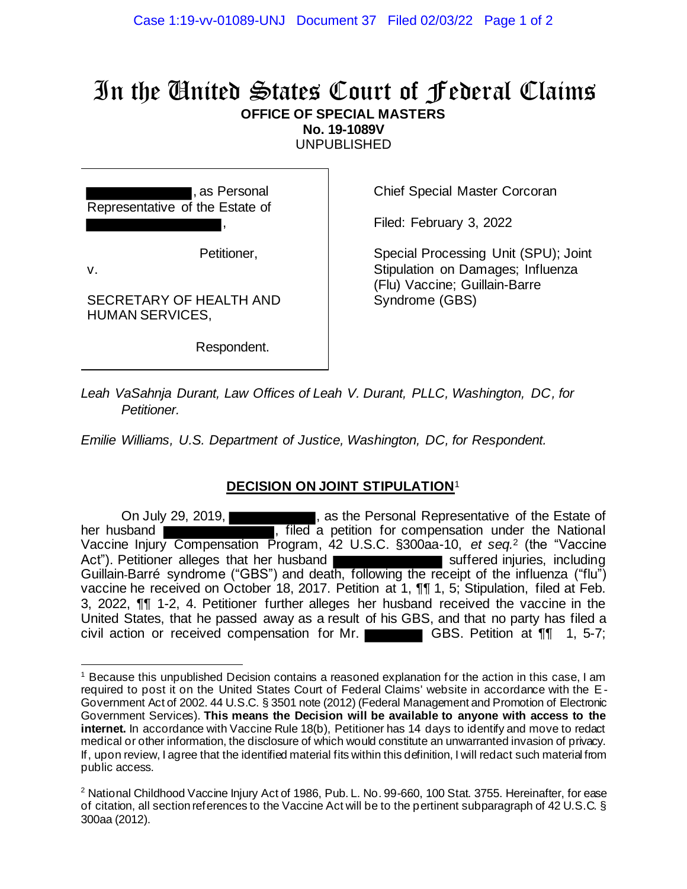# In the United States Court of Federal Claims

**OFFICE OF SPECIAL MASTERS**
**No. 19-1089V**
UNPUBLISHED

| | |
|---|---|
| , as Personal Representative of the Estate of , <br><br> Petitioner, <br> v. <br><br> SECRETARY OF HEALTH AND HUMAN SERVICES, <br><br> Respondent. | Chief Special Master Corcoran <br><br> Filed: February 3, 2022 <br><br> Special Processing Unit (SPU); Joint Stipulation on Damages; Influenza (Flu) Vaccine; Guillain-Barre Syndrome (GBS) |

*Leah VaSahnja Durant, Law Offices of Leah V. Durant, PLLC, Washington, DC, for Petitioner.*

*Emilie Williams, U.S. Department of Justice, Washington, DC, for Respondent.*

## DECISION ON JOINT STIPULATION[1]

On July 29, 2019, , as the Personal Representative of the Estate of her husband , filed a petition for compensation under the National Vaccine Injury Compensation Program, 42 U.S.C. §300aa-10, *et seq.*[2] (the "Vaccine Act"). Petitioner alleges that her husband suffered injuries, including Guillain-Barré syndrome ("GBS") and death, following the receipt of the influenza ("flu") vaccine he received on October 18, 2017. Petition at 1, ¶¶ 1, 5; Stipulation, filed at Feb. 3, 2022, ¶¶ 1-2, 4. Petitioner further alleges her husband received the vaccine in the United States, that he passed away as a result of his GBS, and that no party has filed a civil action or received compensation for Mr. GBS. Petition at ¶¶ 1, 5-7;

---

[1] Because this unpublished Decision contains a reasoned explanation for the action in this case, I am required to post it on the United States Court of Federal Claims' website in accordance with the E-Government Act of 2002. 44 U.S.C. § 3501 note (2012) (Federal Management and Promotion of Electronic Government Services). **This means the Decision will be available to anyone with access to the internet.** In accordance with Vaccine Rule 18(b), Petitioner has 14 days to identify and move to redact medical or other information, the disclosure of which would constitute an unwarranted invasion of privacy. If, upon review, I agree that the identified material fits within this definition, I will redact such material from public access.

[2] National Childhood Vaccine Injury Act of 1986, Pub. L. No. 99-660, 100 Stat. 3755. Hereinafter, for ease of citation, all section references to the Vaccine Act will be to the pertinent subparagraph of 42 U.S.C. § 300aa (2012).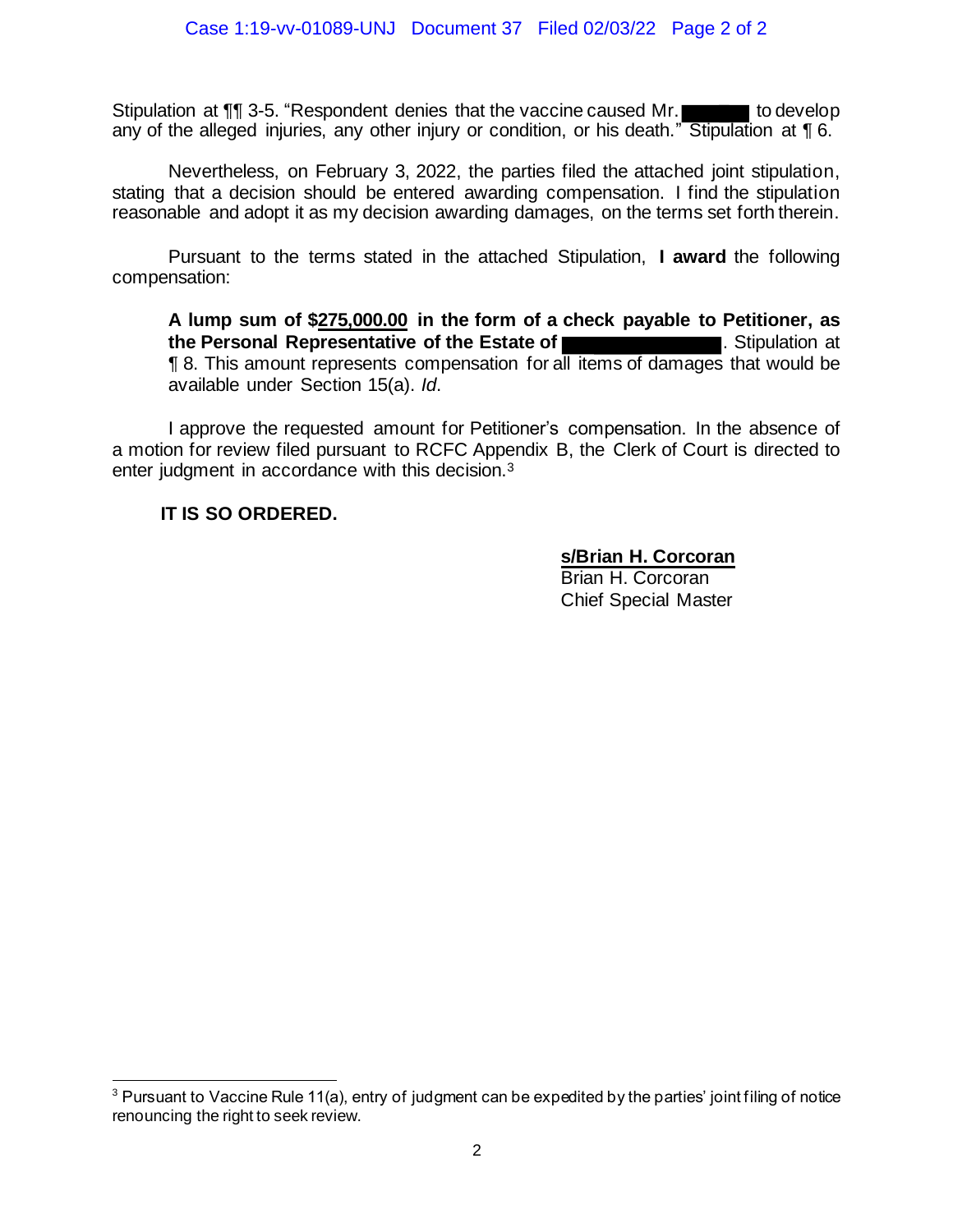Stipulation at ¶¶ 3-5. "Respondent denies that the vaccine caused Mr. ████ to develop any of the alleged injuries, any other injury or condition, or his death." Stipulation at ¶ 6.

Nevertheless, on February 3, 2022, the parties filed the attached joint stipulation, stating that a decision should be entered awarding compensation. I find the stipulation reasonable and adopt it as my decision awarding damages, on the terms set forth therein.

Pursuant to the terms stated in the attached Stipulation, **I award** the following compensation:

> **A lump sum of $275,000.00 in the form of a check payable to Petitioner, as the Personal Representative of the Estate of ████████**. Stipulation at ¶ 8. This amount represents compensation for all items of damages that would be available under Section 15(a). *Id.*

I approve the requested amount for Petitioner's compensation. In the absence of a motion for review filed pursuant to RCFC Appendix B, the Clerk of Court is directed to enter judgment in accordance with this decision.[3]

**IT IS SO ORDERED.**

**s/Brian H. Corcoran**
Brian H. Corcoran
Chief Special Master

---

[3] Pursuant to Vaccine Rule 11(a), entry of judgment can be expedited by the parties' joint filing of notice renouncing the right to seek review.